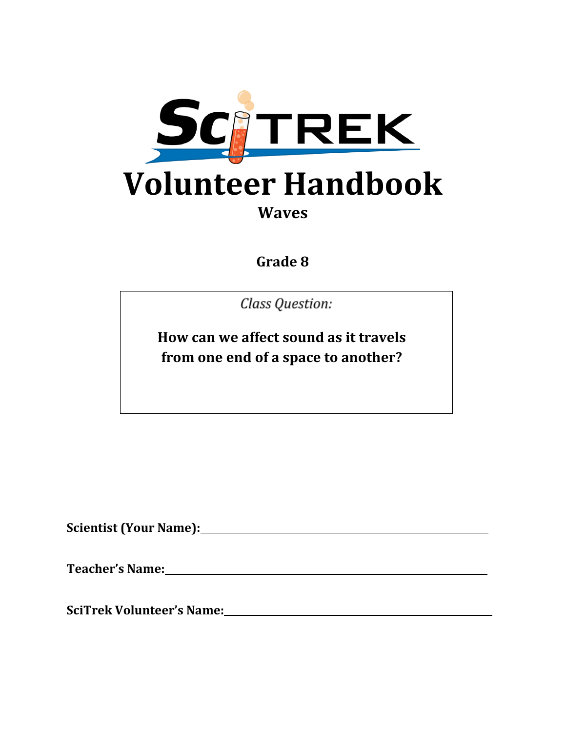# SciTREK

# Volunteer Handbook

## Waves

**Grade 8**

*Class Question:*

**How can we affect sound as it travels from one end of a space to another?**

**Scientist (Your Name):** ____________________

**Teacher's Name:** ____________________

**SciTrek Volunteer's Name:** ____________________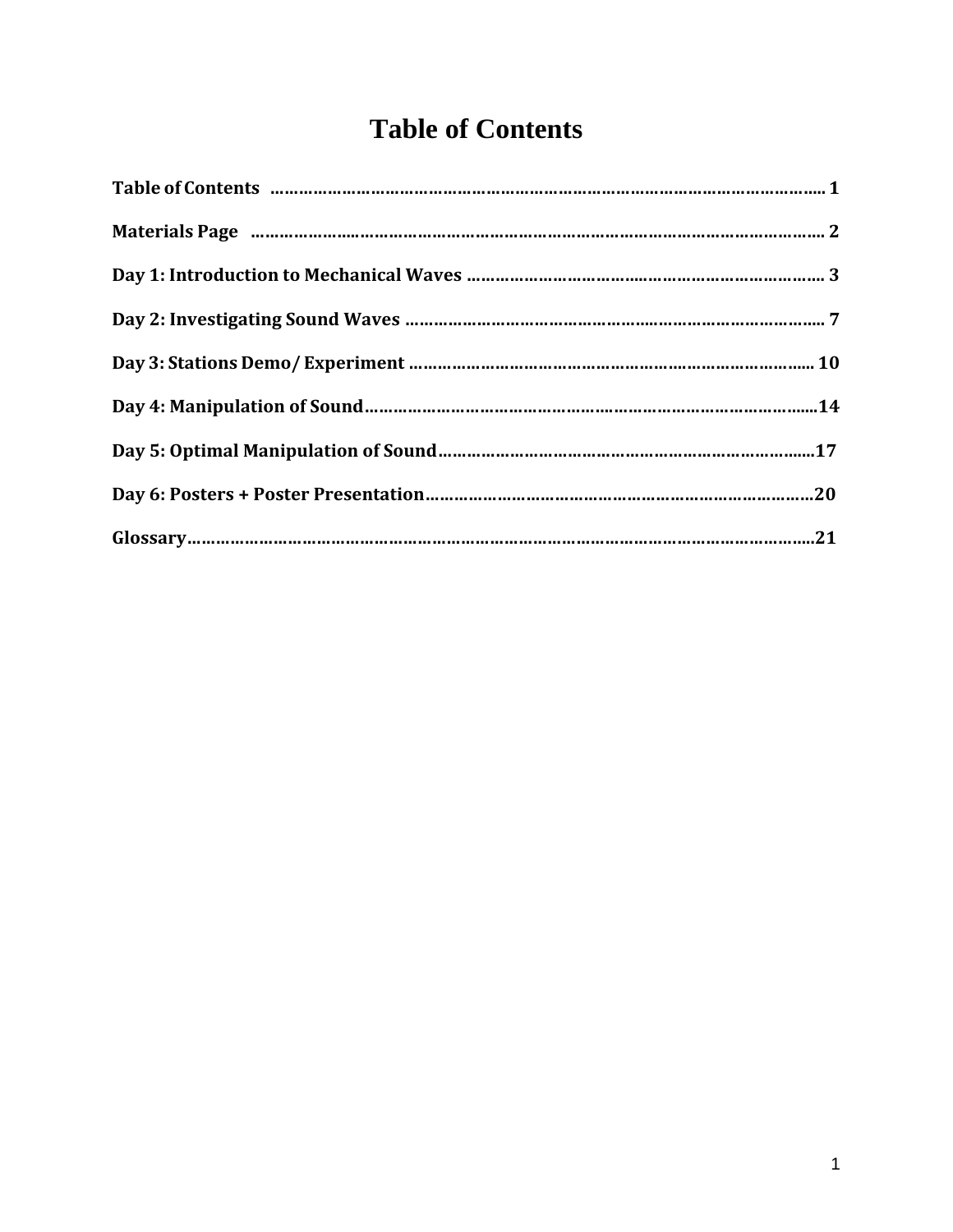# Table of Contents

**Table of Contents ……………………………………………………………………………………………….. 1**

**Materials Page ………………………………………………………………………………………………… 2**

**Day 1: Introduction to Mechanical Waves ………………………………………………………………. 3**

**Day 2: Investigating Sound Waves ……………………………………………………………………….. 7**

**Day 3: Stations Demo/ Experiment ……………………………………………………………………… 10**

**Day 4: Manipulation of Sound……………………………………………………………………………...14**

**Day 5: Optimal Manipulation of Sound………………………………………………………………….17**

**Day 6: Posters + Poster Presentation…………………………………………………………………….20**

**Glossary…………………………………………………………………………………………………………..21**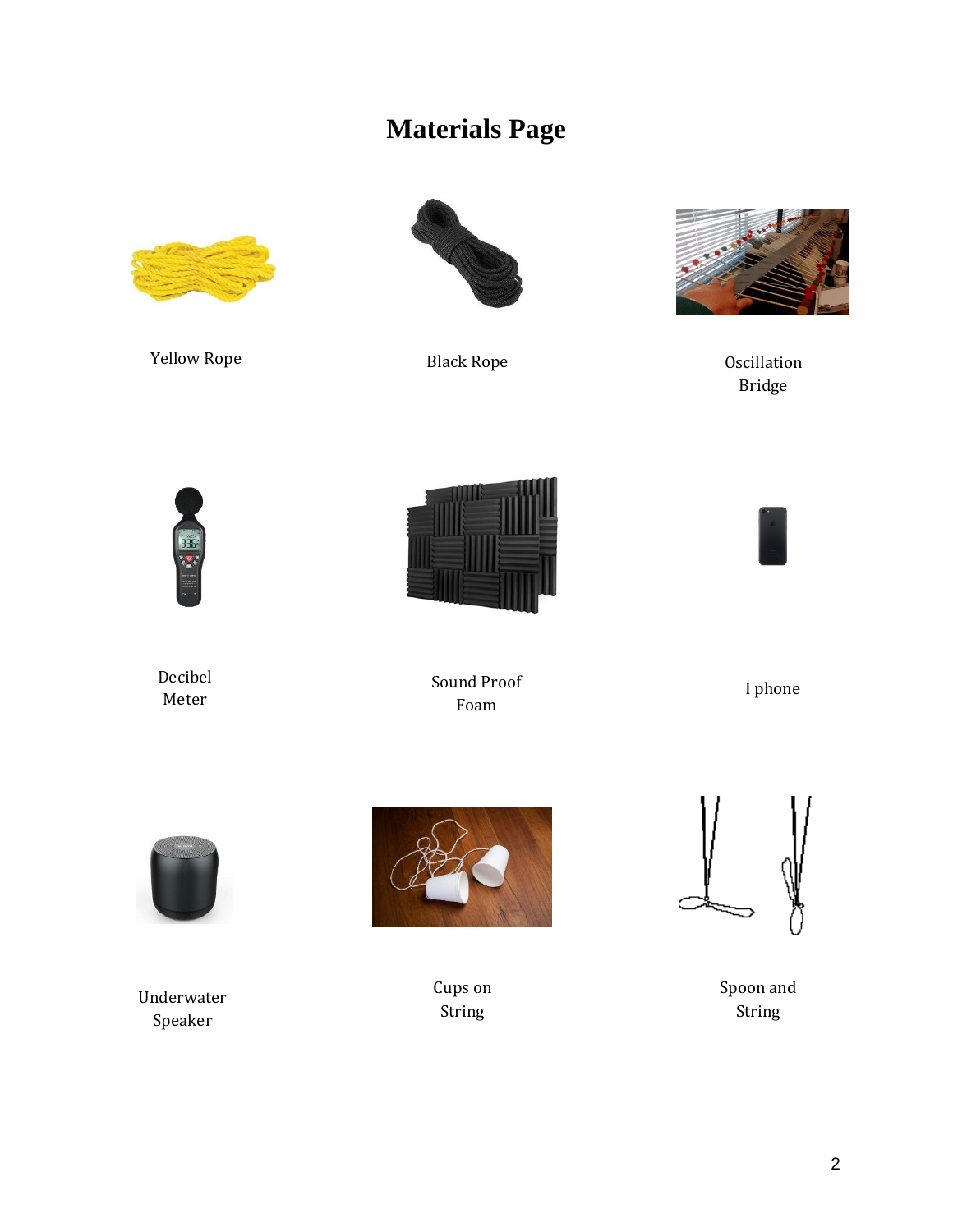# Materials Page

Yellow Rope

Black Rope

Oscillation Bridge

Decibel Meter

Sound Proof Foam

I phone

Underwater Speaker

Cups on String

Spoon and String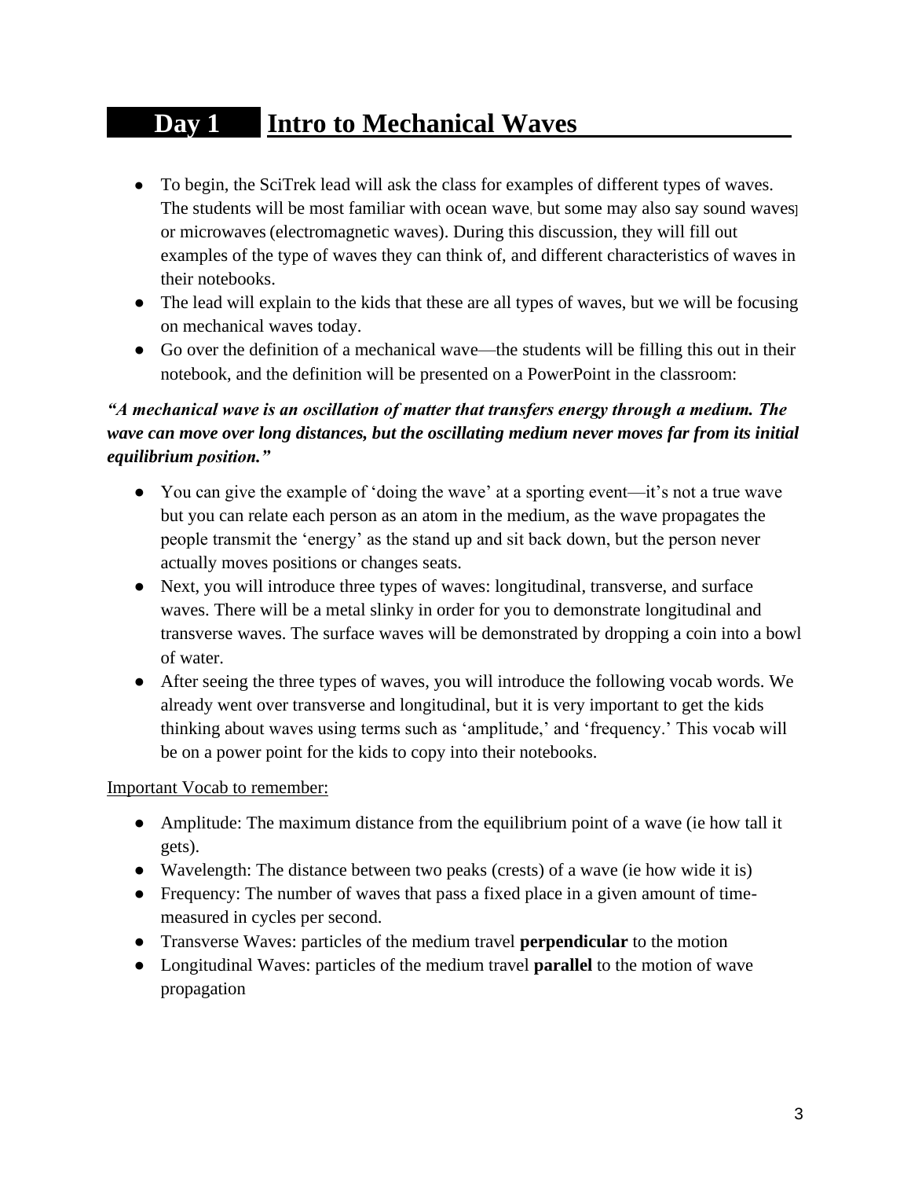## Day 1 Intro to Mechanical Waves

- To begin, the SciTrek lead will ask the class for examples of different types of waves. The students will be most familiar with ocean wave, but some may also say sound waves or microwaves (electromagnetic waves). During this discussion, they will fill out examples of the type of waves they can think of, and different characteristics of waves in their notebooks.
- The lead will explain to the kids that these are all types of waves, but we will be focusing on mechanical waves today.
- Go over the definition of a mechanical wave—the students will be filling this out in their notebook, and the definition will be presented on a PowerPoint in the classroom:

***"A mechanical wave is an oscillation of matter that transfers energy through a medium. The wave can move over long distances, but the oscillating medium never moves far from its initial equilibrium position."***

- You can give the example of 'doing the wave' at a sporting event—it's not a true wave but you can relate each person as an atom in the medium, as the wave propagates the people transmit the 'energy' as the stand up and sit back down, but the person never actually moves positions or changes seats.
- Next, you will introduce three types of waves: longitudinal, transverse, and surface waves. There will be a metal slinky in order for you to demonstrate longitudinal and transverse waves. The surface waves will be demonstrated by dropping a coin into a bowl of water.
- After seeing the three types of waves, you will introduce the following vocab words. We already went over transverse and longitudinal, but it is very important to get the kids thinking about waves using terms such as 'amplitude,' and 'frequency.' This vocab will be on a power point for the kids to copy into their notebooks.

<u>Important Vocab to remember:</u>

- Amplitude: The maximum distance from the equilibrium point of a wave (ie how tall it gets).
- Wavelength: The distance between two peaks (crests) of a wave (ie how wide it is)
- Frequency: The number of waves that pass a fixed place in a given amount of time- measured in cycles per second.
- Transverse Waves: particles of the medium travel **perpendicular** to the motion
- Longitudinal Waves: particles of the medium travel **parallel** to the motion of wave propagation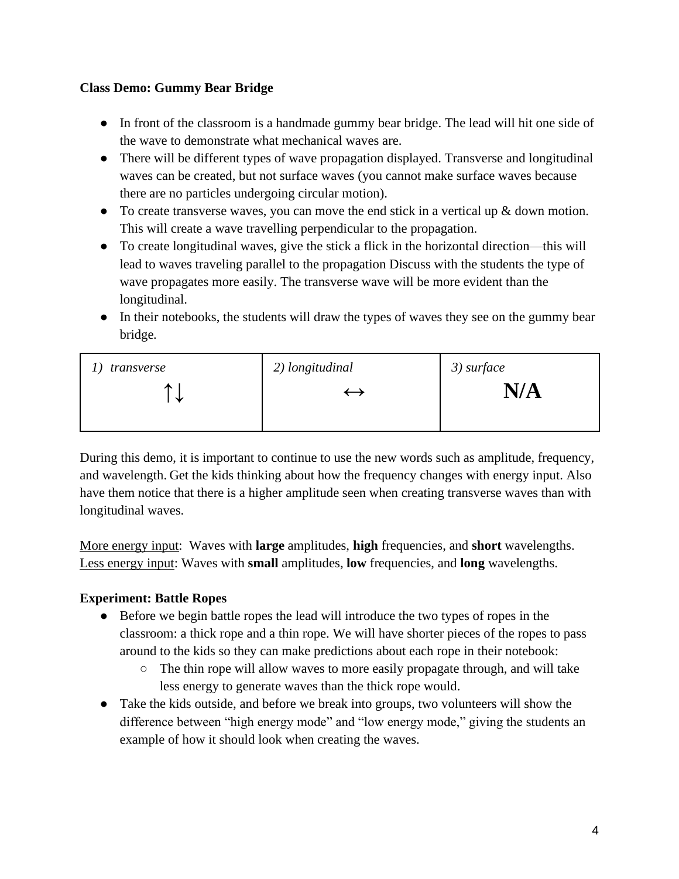**Class Demo: Gummy Bear Bridge**

- In front of the classroom is a handmade gummy bear bridge. The lead will hit one side of the wave to demonstrate what mechanical waves are.
- There will be different types of wave propagation displayed. Transverse and longitudinal waves can be created, but not surface waves (you cannot make surface waves because there are no particles undergoing circular motion).
- To create transverse waves, you can move the end stick in a vertical up & down motion. This will create a wave travelling perpendicular to the propagation.
- To create longitudinal waves, give the stick a flick in the horizontal direction—this will lead to waves traveling parallel to the propagation Discuss with the students the type of wave propagates more easily. The transverse wave will be more evident than the longitudinal.
- In their notebooks, the students will draw the types of waves they see on the gummy bear bridge.

| *1) transverse* ↑↓ | *2) longitudinal* ↔ | *3) surface* **N/A** |
|---|---|---|

During this demo, it is important to continue to use the new words such as amplitude, frequency, and wavelength. Get the kids thinking about how the frequency changes with energy input. Also have them notice that there is a higher amplitude seen when creating transverse waves than with longitudinal waves.

<u>More energy input</u>: Waves with **large** amplitudes, **high** frequencies, and **short** wavelengths.
<u>Less energy input</u>: Waves with **small** amplitudes, **low** frequencies, and **long** wavelengths.

**Experiment: Battle Ropes**

- Before we begin battle ropes the lead will introduce the two types of ropes in the classroom: a thick rope and a thin rope. We will have shorter pieces of the ropes to pass around to the kids so they can make predictions about each rope in their notebook:
  - The thin rope will allow waves to more easily propagate through, and will take less energy to generate waves than the thick rope would.
- Take the kids outside, and before we break into groups, two volunteers will show the difference between "high energy mode" and "low energy mode," giving the students an example of how it should look when creating the waves.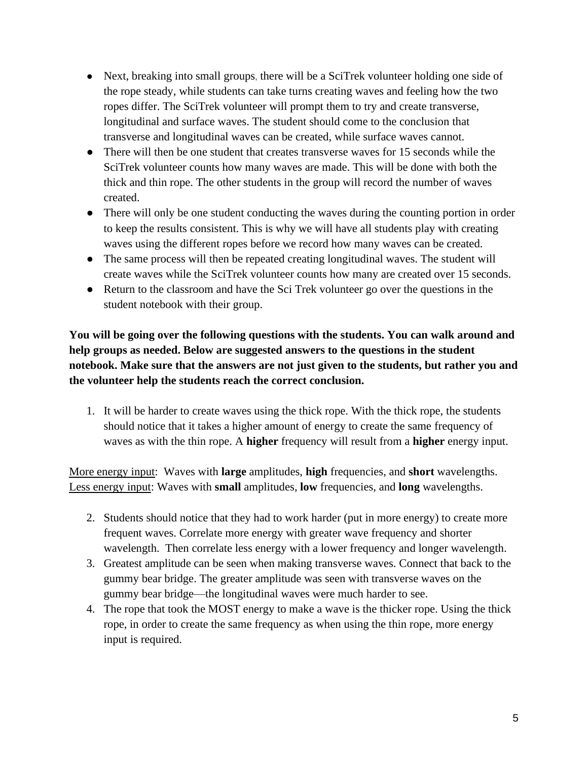- Next, breaking into small groups, there will be a SciTrek volunteer holding one side of the rope steady, while students can take turns creating waves and feeling how the two ropes differ. The SciTrek volunteer will prompt them to try and create transverse, longitudinal and surface waves. The student should come to the conclusion that transverse and longitudinal waves can be created, while surface waves cannot.
- There will then be one student that creates transverse waves for 15 seconds while the SciTrek volunteer counts how many waves are made. This will be done with both the thick and thin rope. The other students in the group will record the number of waves created.
- There will only be one student conducting the waves during the counting portion in order to keep the results consistent. This is why we will have all students play with creating waves using the different ropes before we record how many waves can be created.
- The same process will then be repeated creating longitudinal waves. The student will create waves while the SciTrek volunteer counts how many are created over 15 seconds.
- Return to the classroom and have the Sci Trek volunteer go over the questions in the student notebook with their group.

**You will be going over the following questions with the students. You can walk around and help groups as needed. Below are suggested answers to the questions in the student notebook. Make sure that the answers are not just given to the students, but rather you and the volunteer help the students reach the correct conclusion.**

1. It will be harder to create waves using the thick rope. With the thick rope, the students should notice that it takes a higher amount of energy to create the same frequency of waves as with the thin rope. A **higher** frequency will result from a **higher** energy input.

<u>More energy input</u>: Waves with **large** amplitudes, **high** frequencies, and **short** wavelengths.
<u>Less energy input</u>: Waves with **small** amplitudes, **low** frequencies, and **long** wavelengths.

2. Students should notice that they had to work harder (put in more energy) to create more frequent waves. Correlate more energy with greater wave frequency and shorter wavelength. Then correlate less energy with a lower frequency and longer wavelength.
3. Greatest amplitude can be seen when making transverse waves. Connect that back to the gummy bear bridge. The greater amplitude was seen with transverse waves on the gummy bear bridge—the longitudinal waves were much harder to see.
4. The rope that took the MOST energy to make a wave is the thicker rope. Using the thick rope, in order to create the same frequency as when using the thin rope, more energy input is required.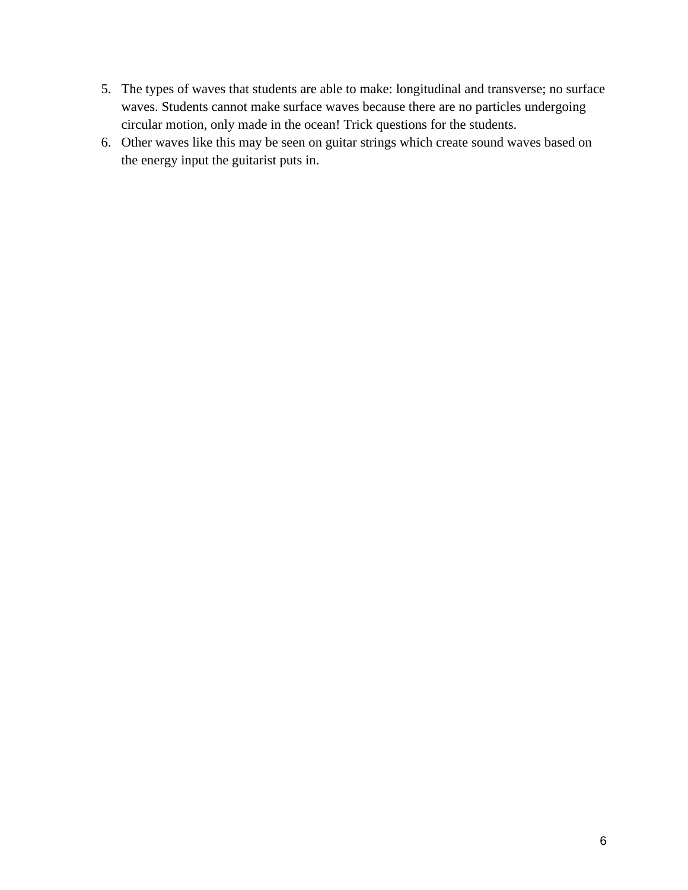5. The types of waves that students are able to make: longitudinal and transverse; no surface waves. Students cannot make surface waves because there are no particles undergoing circular motion, only made in the ocean! Trick questions for the students.
6. Other waves like this may be seen on guitar strings which create sound waves based on the energy input the guitarist puts in.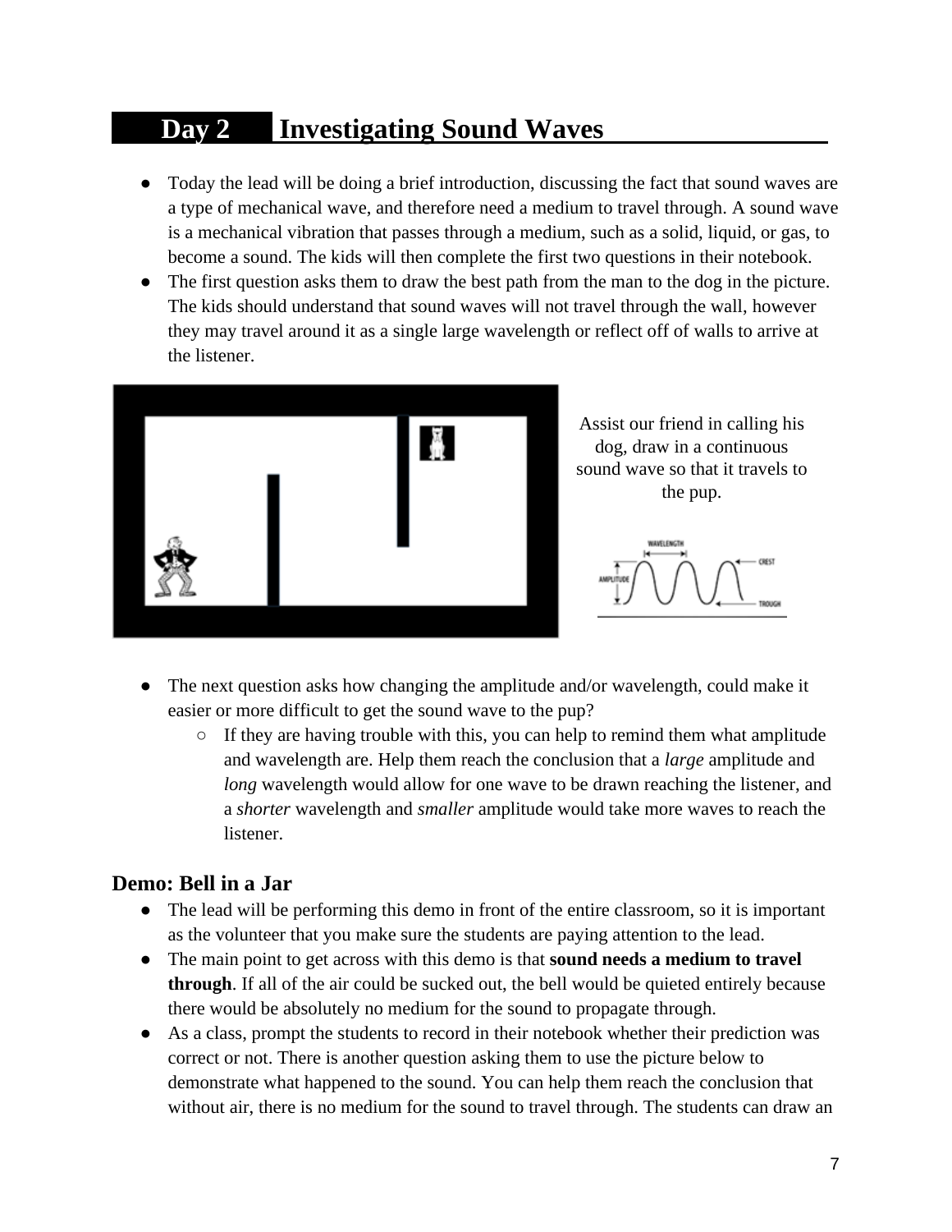## Day 2 Investigating Sound Waves

- Today the lead will be doing a brief introduction, discussing the fact that sound waves are a type of mechanical wave, and therefore need a medium to travel through. A sound wave is a mechanical vibration that passes through a medium, such as a solid, liquid, or gas, to become a sound. The kids will then complete the first two questions in their notebook.
- The first question asks them to draw the best path from the man to the dog in the picture. The kids should understand that sound waves will not travel through the wall, however they may travel around it as a single large wavelength or reflect off of walls to arrive at the listener.

Assist our friend in calling his dog, draw in a continuous sound wave so that it travels to the pup.

WAVELENGTH AMPLITUDE CREST TROUGH

- The next question asks how changing the amplitude and/or wavelength, could make it easier or more difficult to get the sound wave to the pup?
  - If they are having trouble with this, you can help to remind them what amplitude and wavelength are. Help them reach the conclusion that a *large* amplitude and *long* wavelength would allow for one wave to be drawn reaching the listener, and a *shorter* wavelength and *smaller* amplitude would take more waves to reach the listener.

### Demo: Bell in a Jar

- The lead will be performing this demo in front of the entire classroom, so it is important as the volunteer that you make sure the students are paying attention to the lead.
- The main point to get across with this demo is that **sound needs a medium to travel through**. If all of the air could be sucked out, the bell would be quieted entirely because there would be absolutely no medium for the sound to propagate through.
- As a class, prompt the students to record in their notebook whether their prediction was correct or not. There is another question asking them to use the picture below to demonstrate what happened to the sound. You can help them reach the conclusion that without air, there is no medium for the sound to travel through. The students can draw an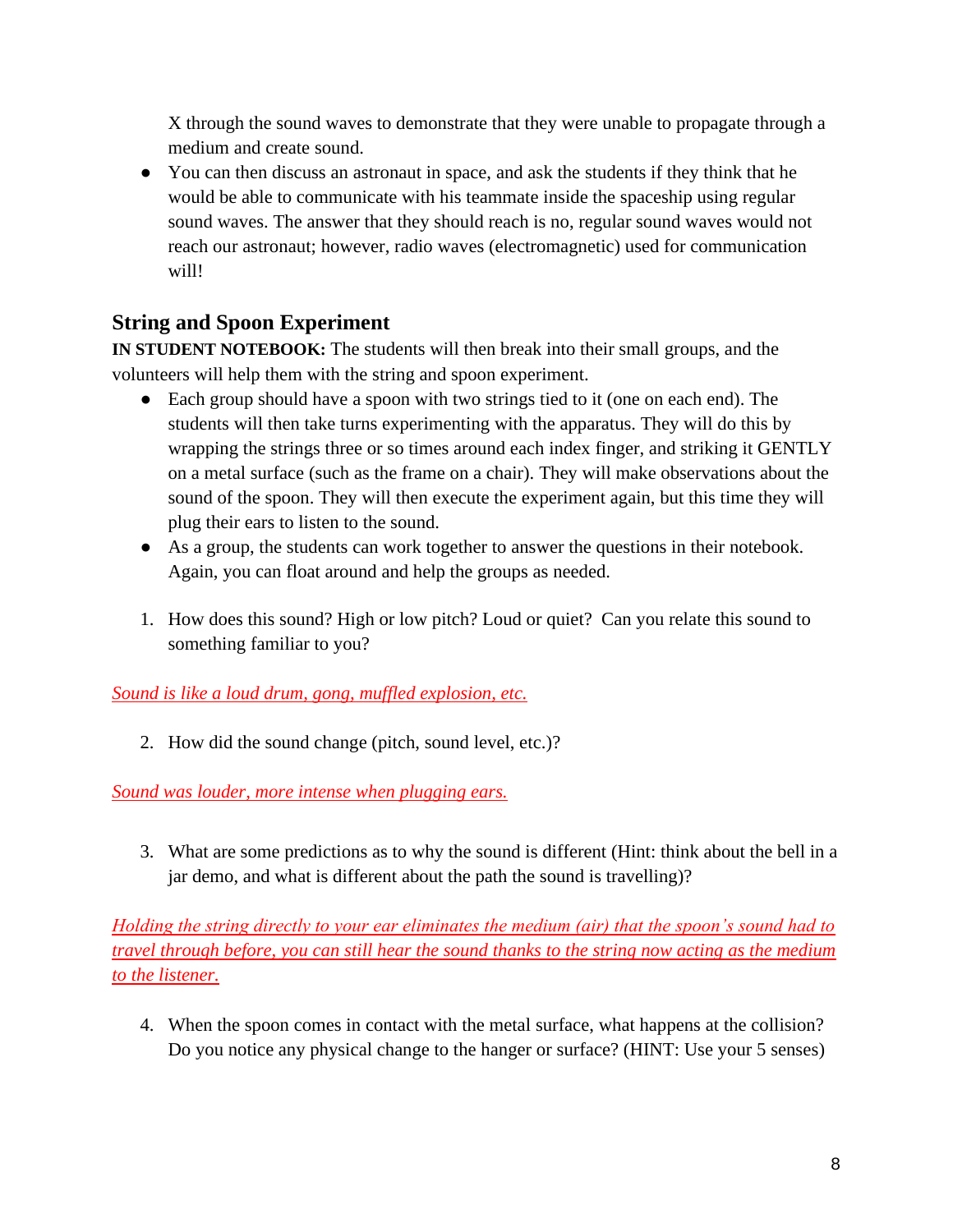X through the sound waves to demonstrate that they were unable to propagate through a medium and create sound.

- You can then discuss an astronaut in space, and ask the students if they think that he would be able to communicate with his teammate inside the spaceship using regular sound waves. The answer that they should reach is no, regular sound waves would not reach our astronaut; however, radio waves (electromagnetic) used for communication will!

## String and Spoon Experiment

**IN STUDENT NOTEBOOK:** The students will then break into their small groups, and the volunteers will help them with the string and spoon experiment.

- Each group should have a spoon with two strings tied to it (one on each end). The students will then take turns experimenting with the apparatus. They will do this by wrapping the strings three or so times around each index finger, and striking it GENTLY on a metal surface (such as the frame on a chair). They will make observations about the sound of the spoon. They will then execute the experiment again, but this time they will plug their ears to listen to the sound.
- As a group, the students can work together to answer the questions in their notebook. Again, you can float around and help the groups as needed.

1. How does this sound? High or low pitch? Loud or quiet? Can you relate this sound to something familiar to you?

*Sound is like a loud drum, gong, muffled explosion, etc.*

2. How did the sound change (pitch, sound level, etc.)?

*Sound was louder, more intense when plugging ears.*

3. What are some predictions as to why the sound is different (Hint: think about the bell in a jar demo, and what is different about the path the sound is travelling)?

*Holding the string directly to your ear eliminates the medium (air) that the spoon's sound had to travel through before, you can still hear the sound thanks to the string now acting as the medium to the listener.*

4. When the spoon comes in contact with the metal surface, what happens at the collision? Do you notice any physical change to the hanger or surface? (HINT: Use your 5 senses)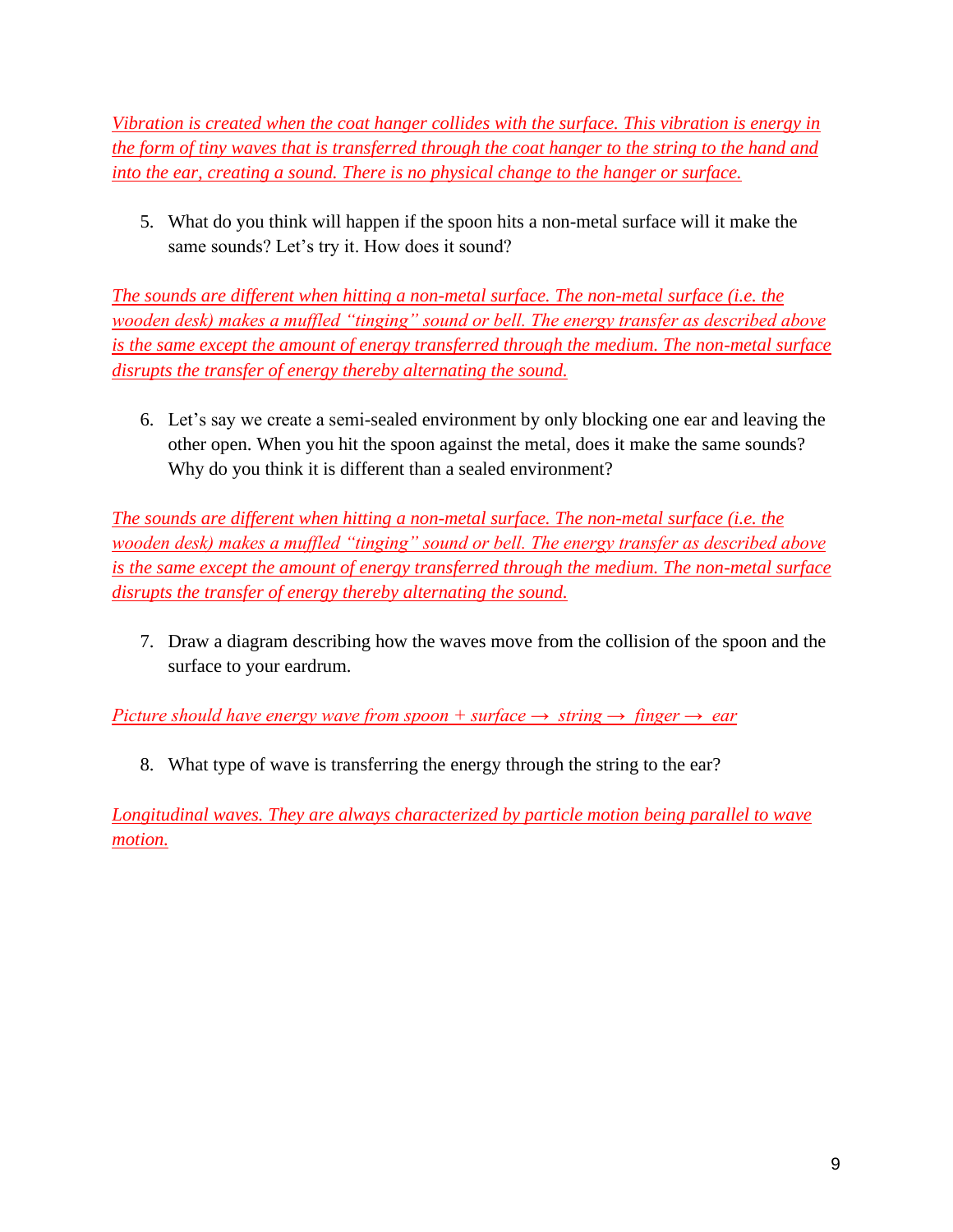*Vibration is created when the coat hanger collides with the surface. This vibration is energy in the form of tiny waves that is transferred through the coat hanger to the string to the hand and into the ear, creating a sound. There is no physical change to the hanger or surface.*

5. What do you think will happen if the spoon hits a non-metal surface will it make the same sounds? Let's try it. How does it sound?

*The sounds are different when hitting a non-metal surface. The non-metal surface (i.e. the wooden desk) makes a muffled "tinging" sound or bell. The energy transfer as described above is the same except the amount of energy transferred through the medium. The non-metal surface disrupts the transfer of energy thereby alternating the sound.*

6. Let's say we create a semi-sealed environment by only blocking one ear and leaving the other open. When you hit the spoon against the metal, does it make the same sounds? Why do you think it is different than a sealed environment?

*The sounds are different when hitting a non-metal surface. The non-metal surface (i.e. the wooden desk) makes a muffled "tinging" sound or bell. The energy transfer as described above is the same except the amount of energy transferred through the medium. The non-metal surface disrupts the transfer of energy thereby alternating the sound.*

7. Draw a diagram describing how the waves move from the collision of the spoon and the surface to your eardrum.

*Picture should have energy wave from spoon + surface → string → finger → ear*

8. What type of wave is transferring the energy through the string to the ear?

*Longitudinal waves. They are always characterized by particle motion being parallel to wave motion.*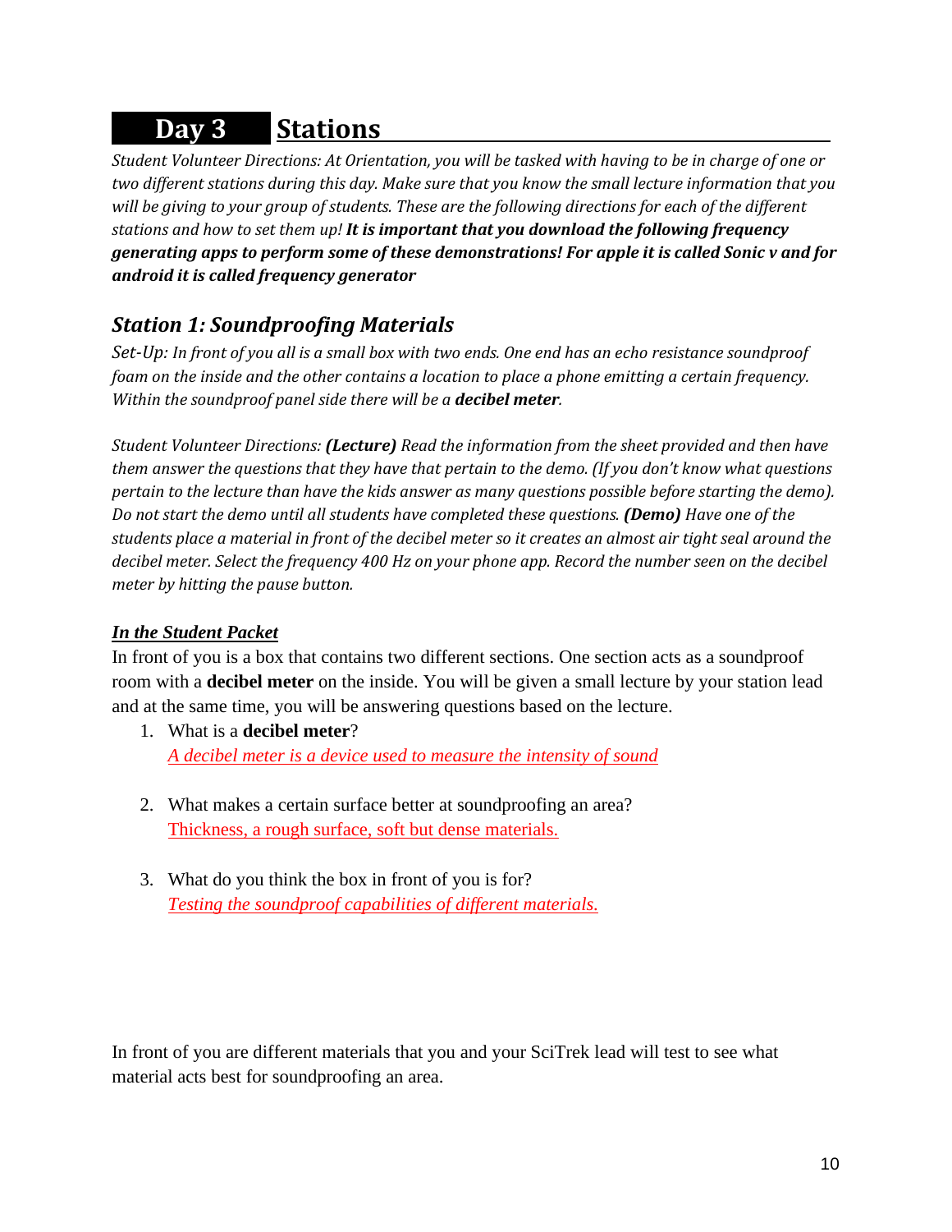# Day 3 Stations

*Student Volunteer Directions: At Orientation, you will be tasked with having to be in charge of one or two different stations during this day. Make sure that you know the small lecture information that you will be giving to your group of students. These are the following directions for each of the different stations and how to set them up!* ***It is important that you download the following frequency generating apps to perform some of these demonstrations! For apple it is called Sonic v and for android it is called frequency generator***

## *Station 1: Soundproofing Materials*

*Set-Up: In front of you all is a small box with two ends. One end has an echo resistance soundproof foam on the inside and the other contains a location to place a phone emitting a certain frequency. Within the soundproof panel side there will be a* ***decibel meter****.*

*Student Volunteer Directions:* ***(Lecture)*** *Read the information from the sheet provided and then have them answer the questions that they have that pertain to the demo. (If you don't know what questions pertain to the lecture than have the kids answer as many questions possible before starting the demo). Do not start the demo until all students have completed these questions.* ***(Demo)*** *Have one of the students place a material in front of the decibel meter so it creates an almost air tight seal around the decibel meter. Select the frequency 400 Hz on your phone app. Record the number seen on the decibel meter by hitting the pause button.*

***In the Student Packet***

In front of you is a box that contains two different sections. One section acts as a soundproof room with a **decibel meter** on the inside. You will be given a small lecture by your station lead and at the same time, you will be answering questions based on the lecture.

1. What is a **decibel meter**?
   *A decibel meter is a device used to measure the intensity of sound*

2. What makes a certain surface better at soundproofing an area?
   Thickness, a rough surface, soft but dense materials.

3. What do you think the box in front of you is for?
   *Testing the soundproof capabilities of different materials.*

In front of you are different materials that you and your SciTrek lead will test to see what material acts best for soundproofing an area.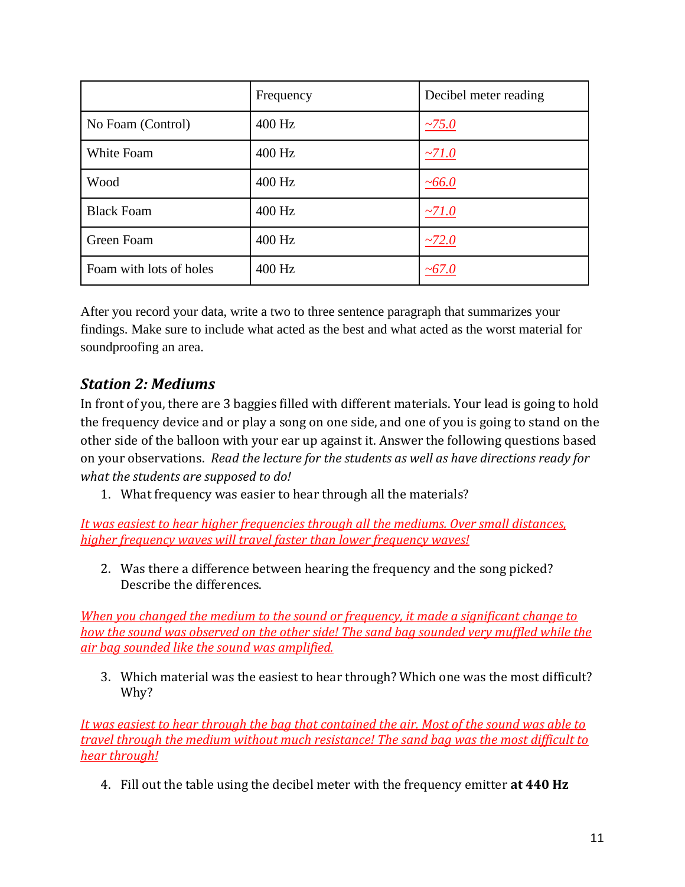| | Frequency | Decibel meter reading |
|---|---|---|
| No Foam (Control) | 400 Hz | ~75.0 |
| White Foam | 400 Hz | ~71.0 |
| Wood | 400 Hz | ~66.0 |
| Black Foam | 400 Hz | ~71.0 |
| Green Foam | 400 Hz | ~72.0 |
| Foam with lots of holes | 400 Hz | ~67.0 |

After you record your data, write a two to three sentence paragraph that summarizes your findings. Make sure to include what acted as the best and what acted as the worst material for soundproofing an area.

### *Station 2: Mediums*

In front of you, there are 3 baggies filled with different materials. Your lead is going to hold the frequency device and or play a song on one side, and one of you is going to stand on the other side of the balloon with your ear up against it. Answer the following questions based on your observations. *Read the lecture for the students as well as have directions ready for what the students are supposed to do!*

1. What frequency was easier to hear through all the materials?

*It was easiest to hear higher frequencies through all the mediums. Over small distances, higher frequency waves will travel faster than lower frequency waves!*

2. Was there a difference between hearing the frequency and the song picked? Describe the differences.

*When you changed the medium to the sound or frequency, it made a significant change to how the sound was observed on the other side! The sand bag sounded very muffled while the air bag sounded like the sound was amplified.*

3. Which material was the easiest to hear through? Which one was the most difficult? Why?

*It was easiest to hear through the bag that contained the air. Most of the sound was able to travel through the medium without much resistance! The sand bag was the most difficult to hear through!*

4. Fill out the table using the decibel meter with the frequency emitter **at 440 Hz**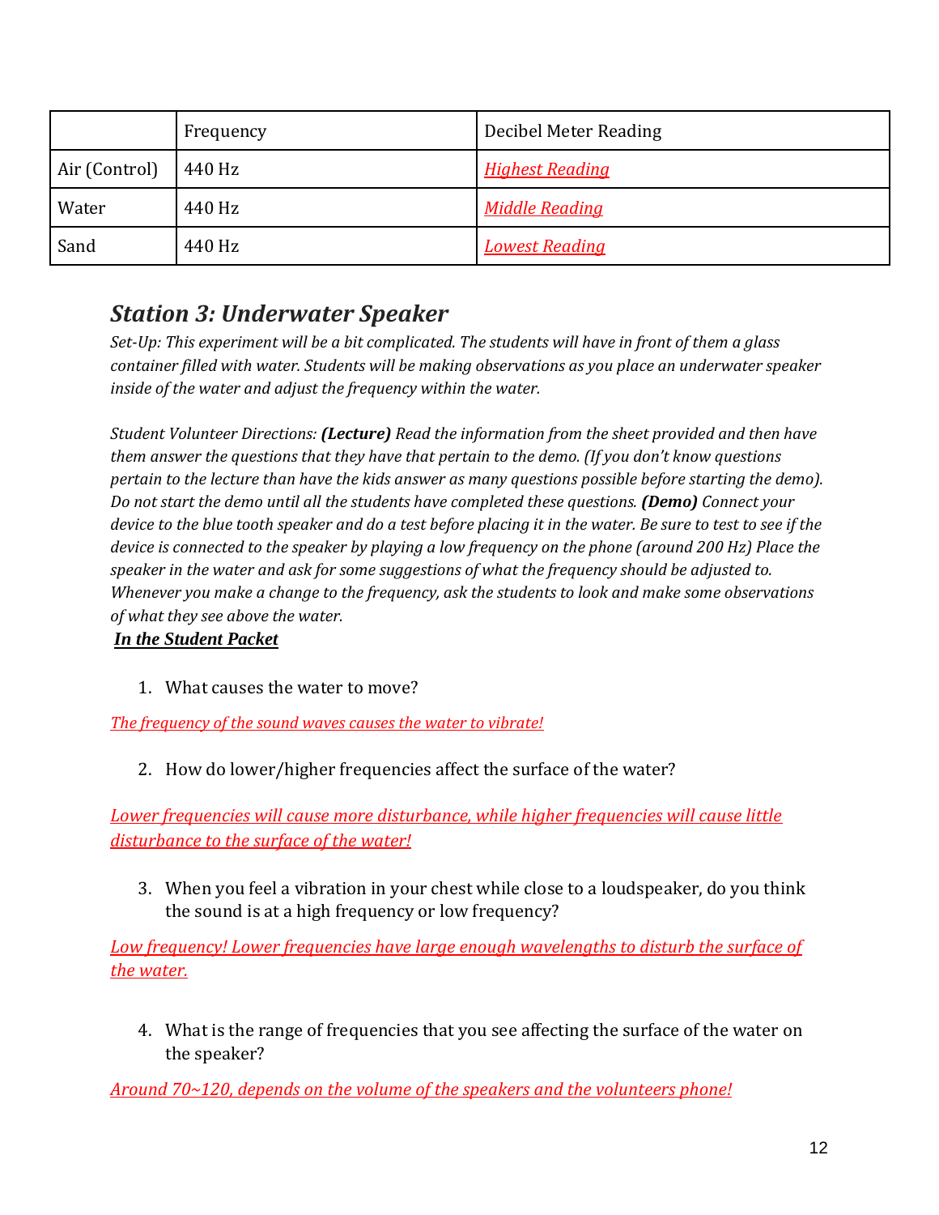| | Frequency | Decibel Meter Reading |
|---|---|---|
| Air (Control) | 440 Hz | *Highest Reading* |
| Water | 440 Hz | *Middle Reading* |
| Sand | 440 Hz | *Lowest Reading* |

## *Station 3: Underwater Speaker*

*Set-Up: This experiment will be a bit complicated. The students will have in front of them a glass container filled with water. Students will be making observations as you place an underwater speaker inside of the water and adjust the frequency within the water.*

*Student Volunteer Directions:* ***(Lecture)*** *Read the information from the sheet provided and then have them answer the questions that they have that pertain to the demo. (If you don't know questions pertain to the lecture than have the kids answer as many questions possible before starting the demo). Do not start the demo until all the students have completed these questions.* ***(Demo)*** *Connect your device to the blue tooth speaker and do a test before placing it in the water. Be sure to test to see if the device is connected to the speaker by playing a low frequency on the phone (around 200 Hz) Place the speaker in the water and ask for some suggestions of what the frequency should be adjusted to. Whenever you make a change to the frequency, ask the students to look and make some observations of what they see above the water.*

***In the Student Packet***

1. What causes the water to move?

*The frequency of the sound waves causes the water to vibrate!*

2. How do lower/higher frequencies affect the surface of the water?

*Lower frequencies will cause more disturbance, while higher frequencies will cause little disturbance to the surface of the water!*

3. When you feel a vibration in your chest while close to a loudspeaker, do you think the sound is at a high frequency or low frequency?

*Low frequency! Lower frequencies have large enough wavelengths to disturb the surface of the water.*

4. What is the range of frequencies that you see affecting the surface of the water on the speaker?

*Around 70~120, depends on the volume of the speakers and the volunteers phone!*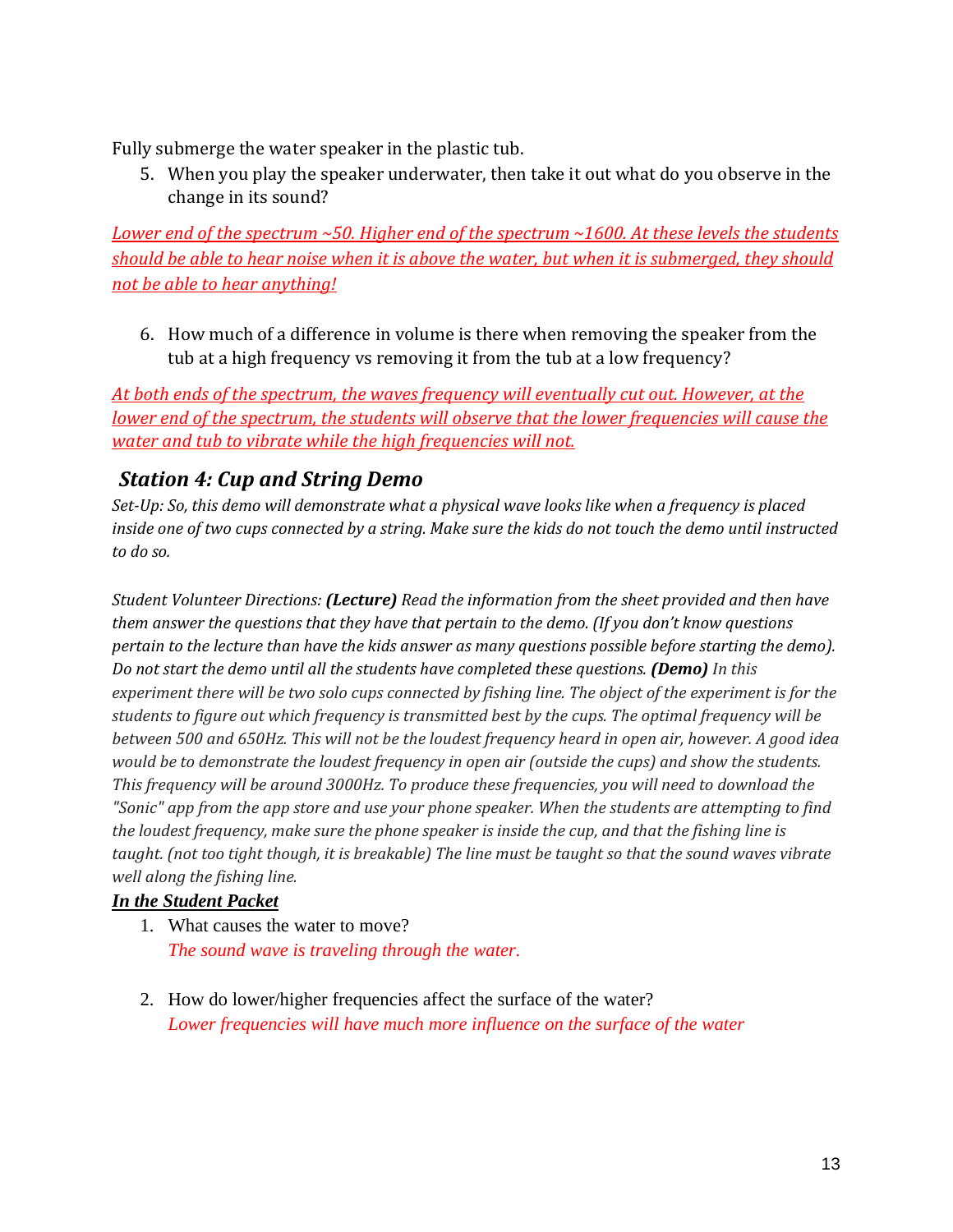Fully submerge the water speaker in the plastic tub.

5. When you play the speaker underwater, then take it out what do you observe in the change in its sound?

*Lower end of the spectrum ~50. Higher end of the spectrum ~1600. At these levels the students should be able to hear noise when it is above the water, but when it is submerged, they should not be able to hear anything!*

6. How much of a difference in volume is there when removing the speaker from the tub at a high frequency vs removing it from the tub at a low frequency?

*At both ends of the spectrum, the waves frequency will eventually cut out. However, at the lower end of the spectrum, the students will observe that the lower frequencies will cause the water and tub to vibrate while the high frequencies will not.*

## *Station 4: Cup and String Demo*

*Set-Up: So, this demo will demonstrate what a physical wave looks like when a frequency is placed inside one of two cups connected by a string. Make sure the kids do not touch the demo until instructed to do so.*

*Student Volunteer Directions: **(Lecture)** Read the information from the sheet provided and then have them answer the questions that they have that pertain to the demo. (If you don't know questions pertain to the lecture than have the kids answer as many questions possible before starting the demo). Do not start the demo until all the students have completed these questions. **(Demo)** In this experiment there will be two solo cups connected by fishing line. The object of the experiment is for the students to figure out which frequency is transmitted best by the cups. The optimal frequency will be between 500 and 650Hz. This will not be the loudest frequency heard in open air, however. A good idea would be to demonstrate the loudest frequency in open air (outside the cups) and show the students. This frequency will be around 3000Hz. To produce these frequencies, you will need to download the "Sonic" app from the app store and use your phone speaker. When the students are attempting to find the loudest frequency, make sure the phone speaker is inside the cup, and that the fishing line is taught. (not too tight though, it is breakable) The line must be taught so that the sound waves vibrate well along the fishing line.*

***In the Student Packet***

1. What causes the water to move?
   *The sound wave is traveling through the water.*

2. How do lower/higher frequencies affect the surface of the water?
   *Lower frequencies will have much more influence on the surface of the water*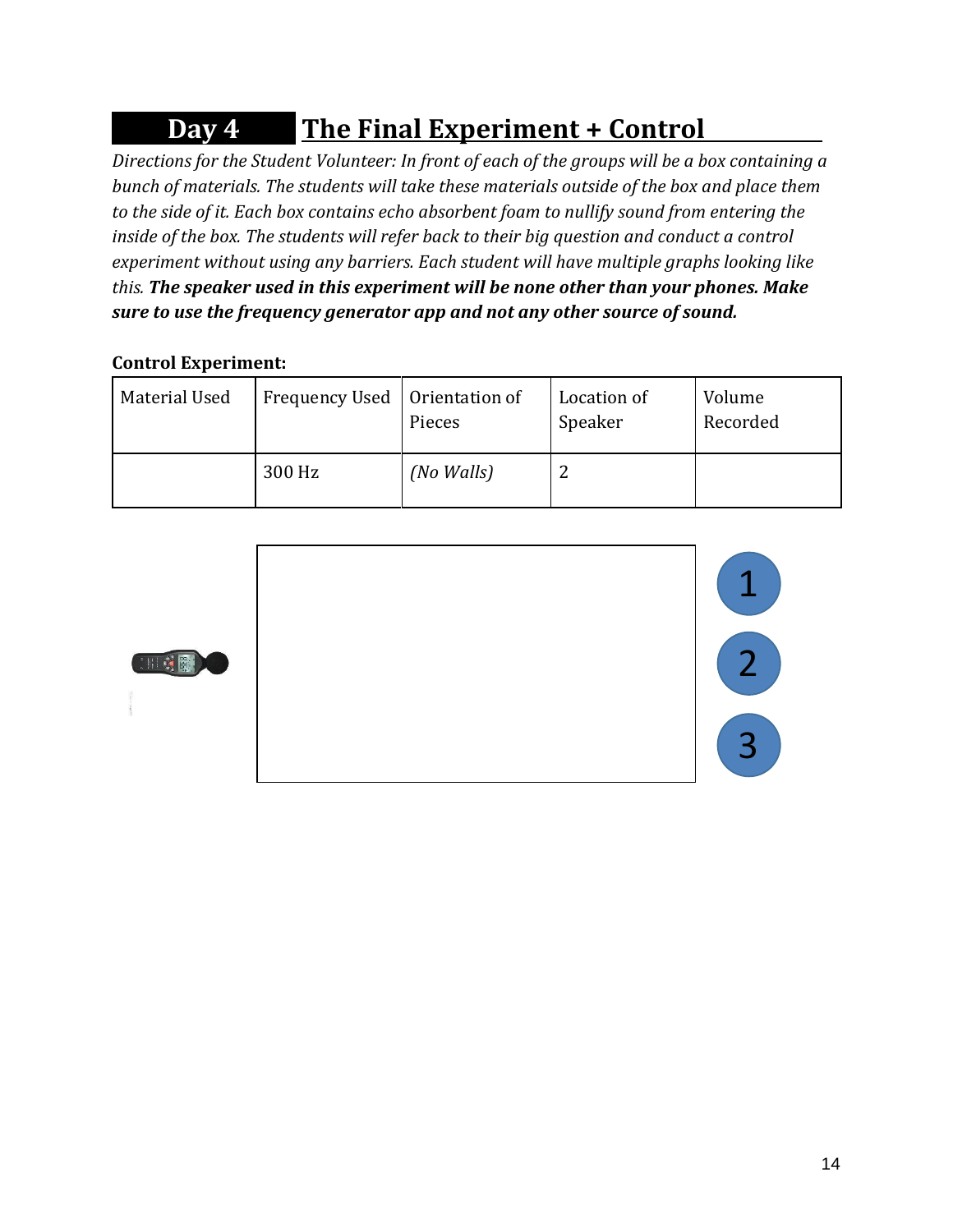## Day 4 The Final Experiment + Control

*Directions for the Student Volunteer: In front of each of the groups will be a box containing a bunch of materials. The students will take these materials outside of the box and place them to the side of it. Each box contains echo absorbent foam to nullify sound from entering the inside of the box. The students will refer back to their big question and conduct a control experiment without using any barriers. Each student will have multiple graphs looking like this.* ***The speaker used in this experiment will be none other than your phones. Make sure to use the frequency generator app and not any other source of sound.***

**Control Experiment:**

| Material Used | Frequency Used | Orientation of Pieces | Location of Speaker | Volume Recorded |
|---|---|---|---|---|
| | 300 Hz | *(No Walls)* | 2 | |

1

2

3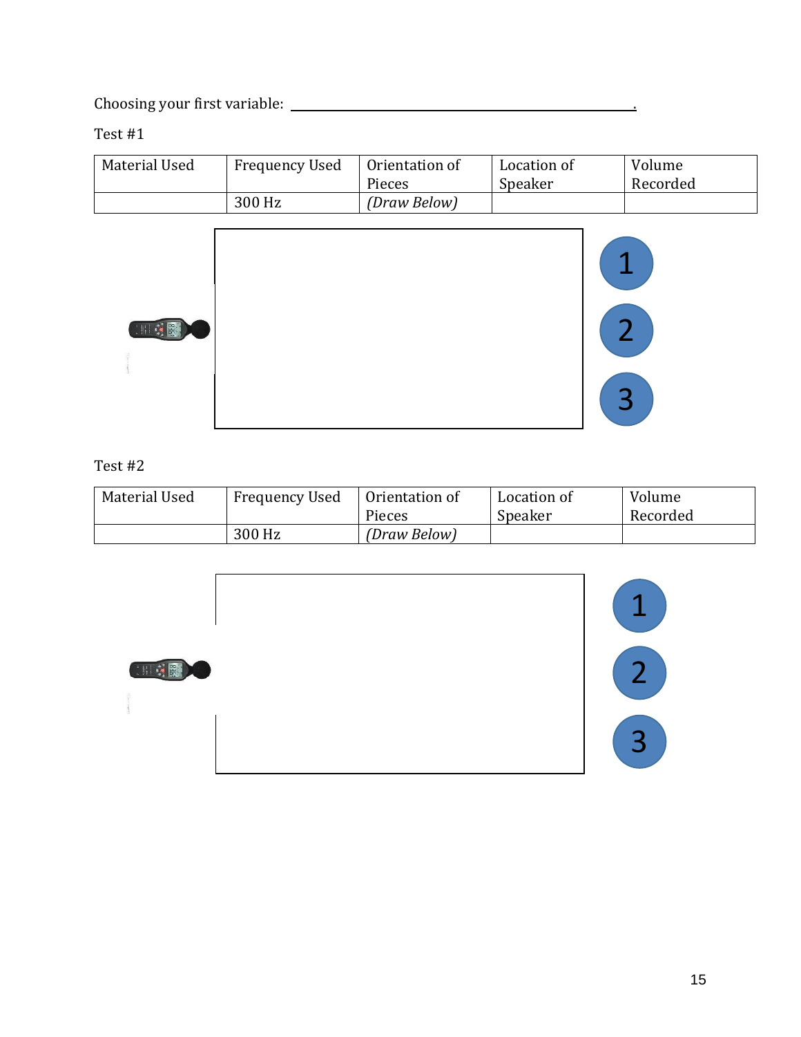Choosing your first variable: ______________________________________________.

Test #1

| Material Used | Frequency Used | Orientation of Pieces | Location of Speaker | Volume Recorded |
|---|---|---|---|---|
| | 300 Hz | *(Draw Below)* | | |

1

2

3

Test #2

| Material Used | Frequency Used | Orientation of Pieces | Location of Speaker | Volume Recorded |
|---|---|---|---|---|
| | 300 Hz | *(Draw Below)* | | |

1

2

3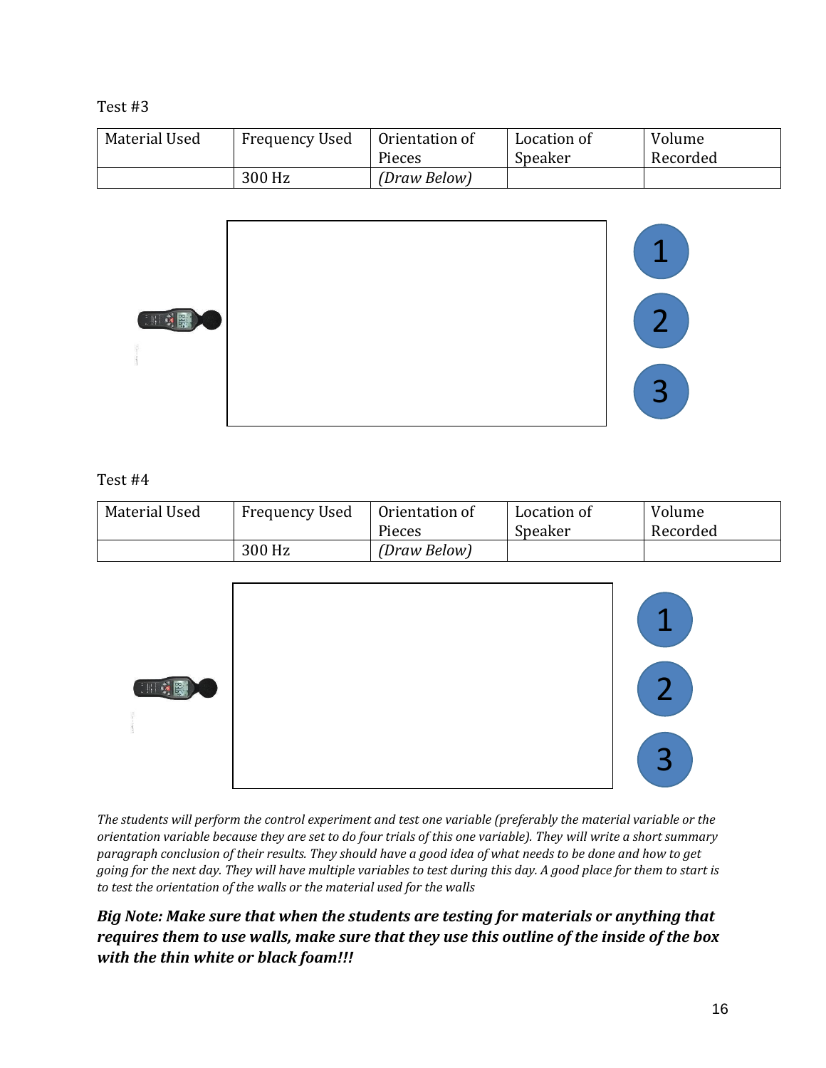Test #3

| Material Used | Frequency Used | Orientation of Pieces | Location of Speaker | Volume Recorded |
|---|---|---|---|---|
| | 300 Hz | *(Draw Below)* | | |

1

2

3

Test #4

| Material Used | Frequency Used | Orientation of Pieces | Location of Speaker | Volume Recorded |
|---|---|---|---|---|
| | 300 Hz | *(Draw Below)* | | |

1

2

3

*The students will perform the control experiment and test one variable (preferably the material variable or the orientation variable because they are set to do four trials of this one variable). They will write a short summary paragraph conclusion of their results. They should have a good idea of what needs to be done and how to get going for the next day. They will have multiple variables to test during this day. A good place for them to start is to test the orientation of the walls or the material used for the walls*

***Big Note: Make sure that when the students are testing for materials or anything that requires them to use walls, make sure that they use this outline of the inside of the box with the thin white or black foam!!!***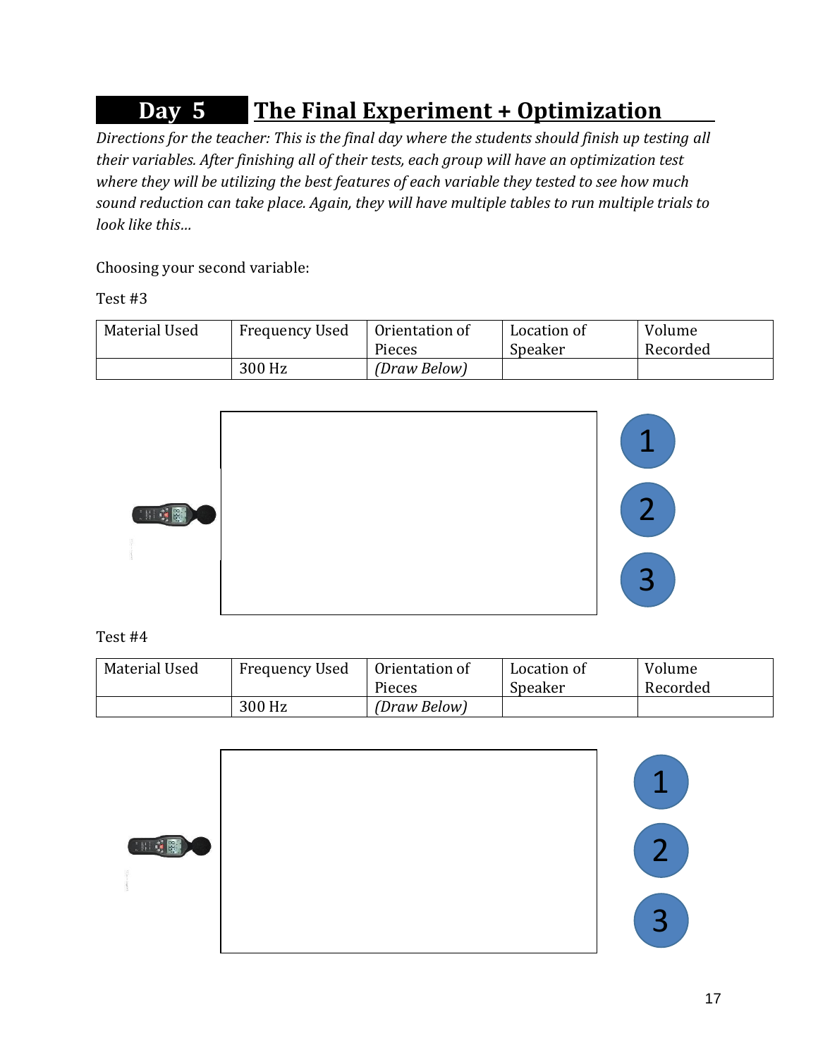# Day 5 The Final Experiment + Optimization

*Directions for the teacher: This is the final day where the students should finish up testing all their variables. After finishing all of their tests, each group will have an optimization test where they will be utilizing the best features of each variable they tested to see how much sound reduction can take place. Again, they will have multiple tables to run multiple trials to look like this…*

Choosing your second variable:

Test #3

| Material Used | Frequency Used | Orientation of Pieces | Location of Speaker | Volume Recorded |
|---|---|---|---|---|
| | 300 Hz | *(Draw Below)* | | |

1

2

3

Test #4

| Material Used | Frequency Used | Orientation of Pieces | Location of Speaker | Volume Recorded |
|---|---|---|---|---|
| | 300 Hz | *(Draw Below)* | | |

1

2

3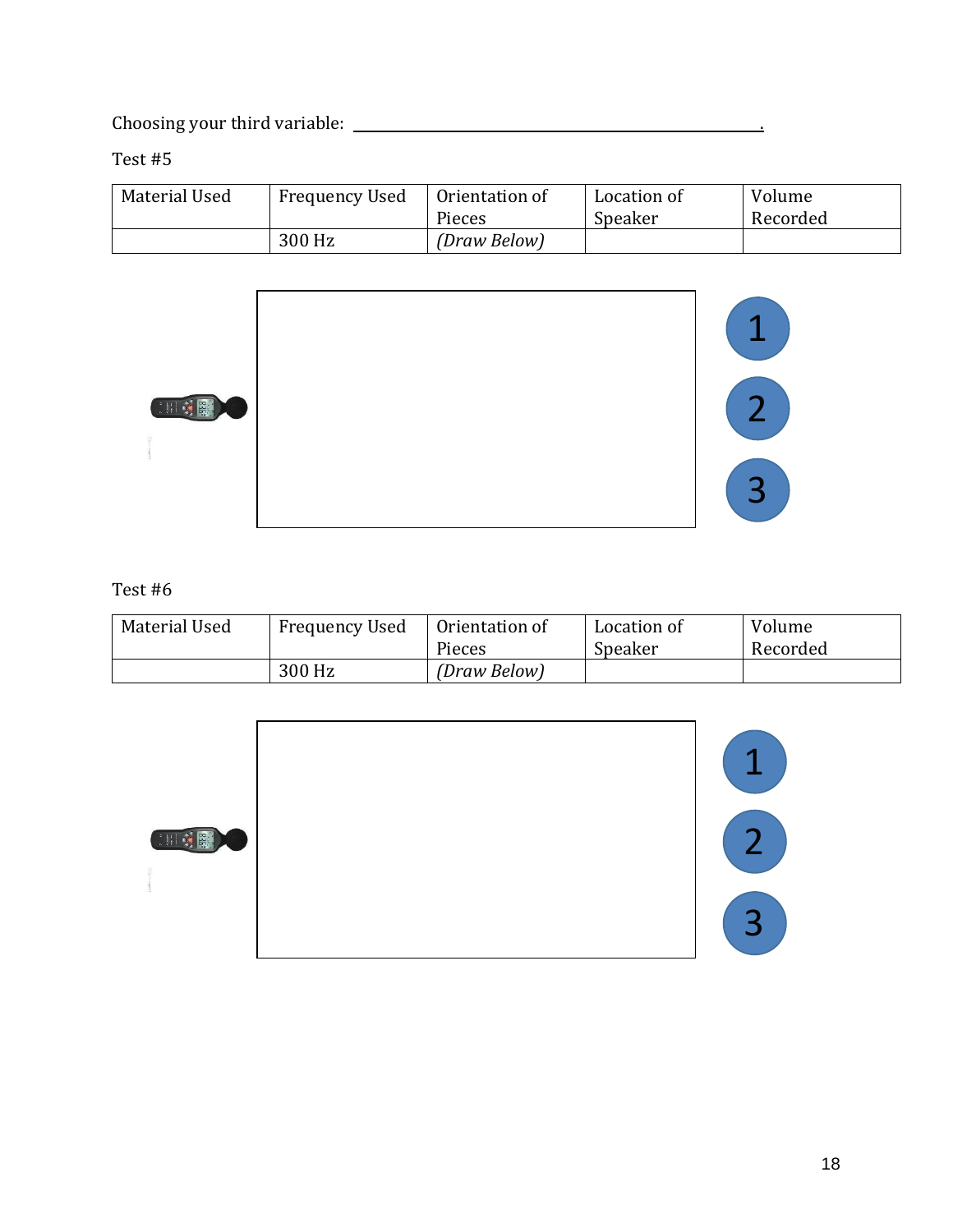Choosing your third variable: ______________________________________________.

Test #5

| Material Used | Frequency Used | Orientation of Pieces | Location of Speaker | Volume Recorded |
|---|---|---|---|---|
| | 300 Hz | *(Draw Below)* | | |

1

2

3

Test #6

| Material Used | Frequency Used | Orientation of Pieces | Location of Speaker | Volume Recorded |
|---|---|---|---|---|
| | 300 Hz | *(Draw Below)* | | |

1

2

3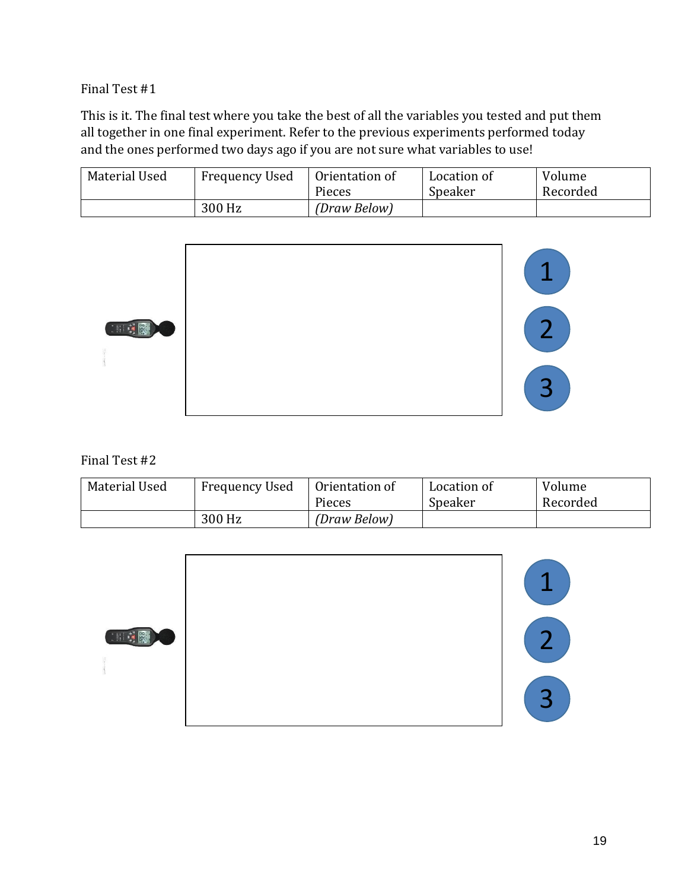Final Test #1

This is it. The final test where you take the best of all the variables you tested and put them all together in one final experiment. Refer to the previous experiments performed today and the ones performed two days ago if you are not sure what variables to use!

| Material Used | Frequency Used | Orientation of Pieces | Location of Speaker | Volume Recorded |
|---|---|---|---|---|
| | 300 Hz | *(Draw Below)* | | |

1

2

3

Final Test #2

| Material Used | Frequency Used | Orientation of Pieces | Location of Speaker | Volume Recorded |
|---|---|---|---|---|
| | 300 Hz | *(Draw Below)* | | |

1

2

3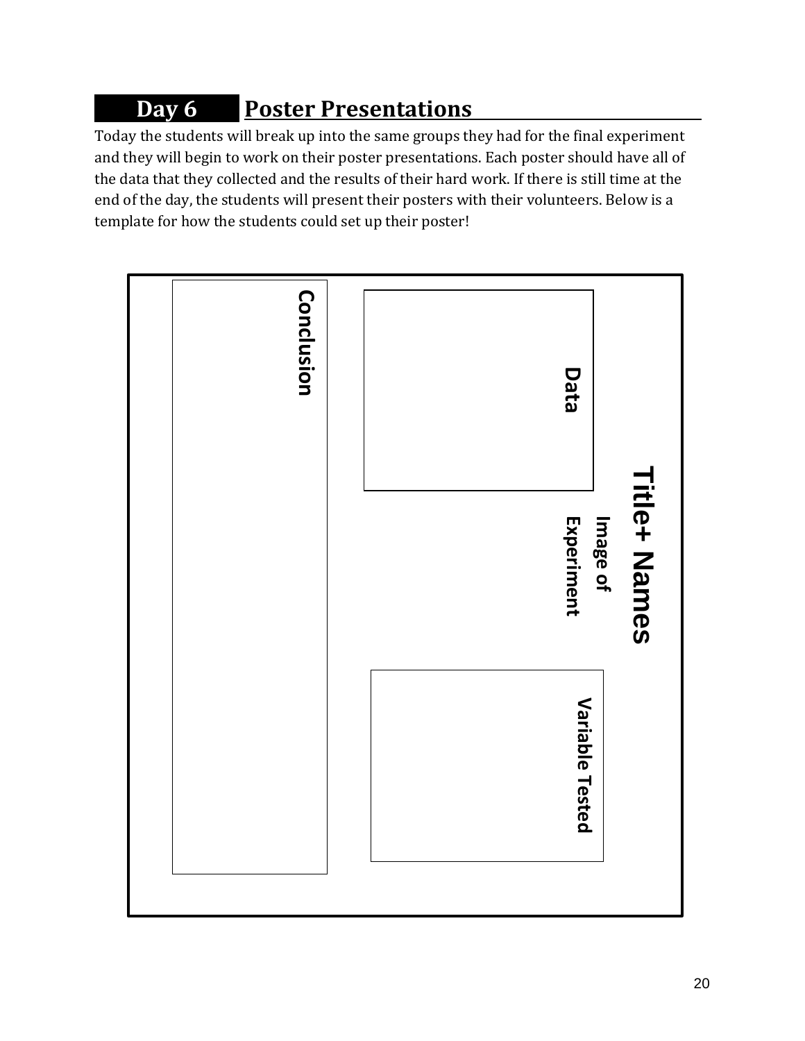## Day 6 Poster Presentations

Today the students will break up into the same groups they had for the final experiment and they will begin to work on their poster presentations. Each poster should have all of the data that they collected and the results of their hard work. If there is still time at the end of the day, the students will present their posters with their volunteers. Below is a template for how the students could set up their poster!

Title+ Names

Image of Experiment

Data

Variable Tested

Conclusion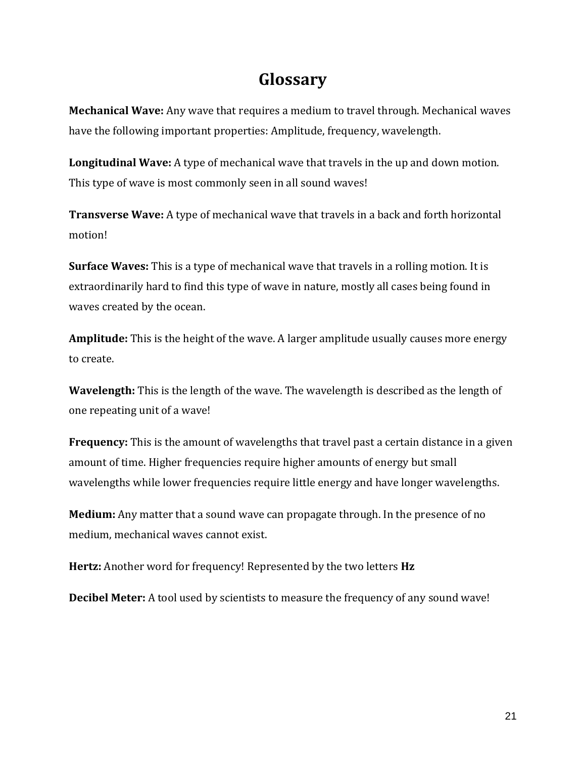# Glossary

**Mechanical Wave:** Any wave that requires a medium to travel through. Mechanical waves have the following important properties: Amplitude, frequency, wavelength.

**Longitudinal Wave:** A type of mechanical wave that travels in the up and down motion. This type of wave is most commonly seen in all sound waves!

**Transverse Wave:** A type of mechanical wave that travels in a back and forth horizontal motion!

**Surface Waves:** This is a type of mechanical wave that travels in a rolling motion. It is extraordinarily hard to find this type of wave in nature, mostly all cases being found in waves created by the ocean.

**Amplitude:** This is the height of the wave. A larger amplitude usually causes more energy to create.

**Wavelength:** This is the length of the wave. The wavelength is described as the length of one repeating unit of a wave!

**Frequency:** This is the amount of wavelengths that travel past a certain distance in a given amount of time. Higher frequencies require higher amounts of energy but small wavelengths while lower frequencies require little energy and have longer wavelengths.

**Medium:** Any matter that a sound wave can propagate through. In the presence of no medium, mechanical waves cannot exist.

**Hertz:** Another word for frequency! Represented by the two letters **Hz**

**Decibel Meter:** A tool used by scientists to measure the frequency of any sound wave!